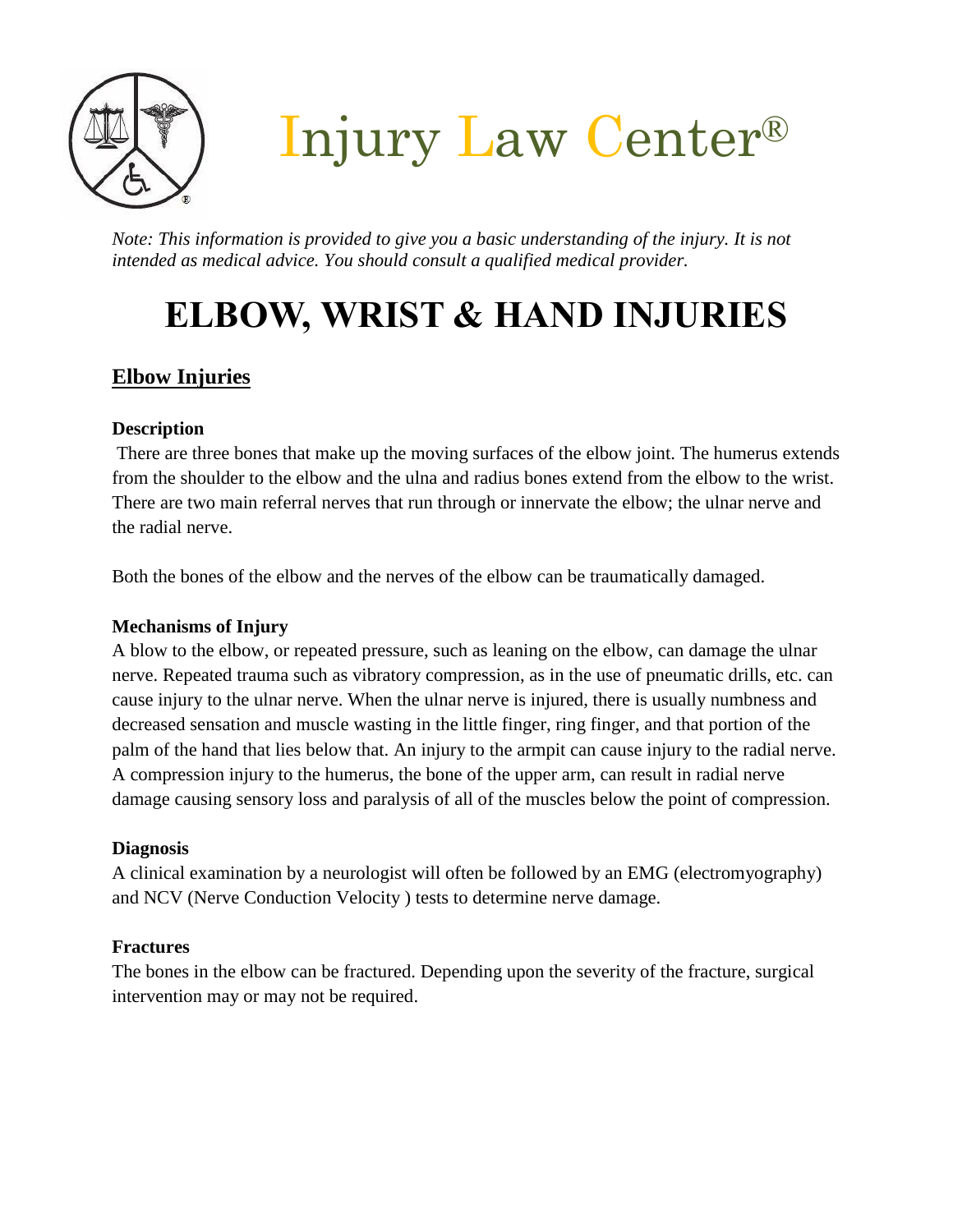# Injury Law Center®

*Note: This information is provided to give you a basic understanding of the injury. It is not intended as medical advice. You should consult a qualified medical provider.*

# ELBOW, WRIST & HAND INJURIES

## Elbow Injuries

### Description

There are three bones that make up the moving surfaces of the elbow joint. The humerus extends from the shoulder to the elbow and the ulna and radius bones extend from the elbow to the wrist. There are two main referral nerves that run through or innervate the elbow; the ulnar nerve and the radial nerve.

Both the bones of the elbow and the nerves of the elbow can be traumatically damaged.

### Mechanisms of Injury

A blow to the elbow, or repeated pressure, such as leaning on the elbow, can damage the ulnar nerve. Repeated trauma such as vibratory compression, as in the use of pneumatic drills, etc. can cause injury to the ulnar nerve. When the ulnar nerve is injured, there is usually numbness and decreased sensation and muscle wasting in the little finger, ring finger, and that portion of the palm of the hand that lies below that. An injury to the armpit can cause injury to the radial nerve. A compression injury to the humerus, the bone of the upper arm, can result in radial nerve damage causing sensory loss and paralysis of all of the muscles below the point of compression.

### Diagnosis

A clinical examination by a neurologist will often be followed by an EMG (electromyography) and NCV (Nerve Conduction Velocity ) tests to determine nerve damage.

### Fractures

The bones in the elbow can be fractured. Depending upon the severity of the fracture, surgical intervention may or may not be required.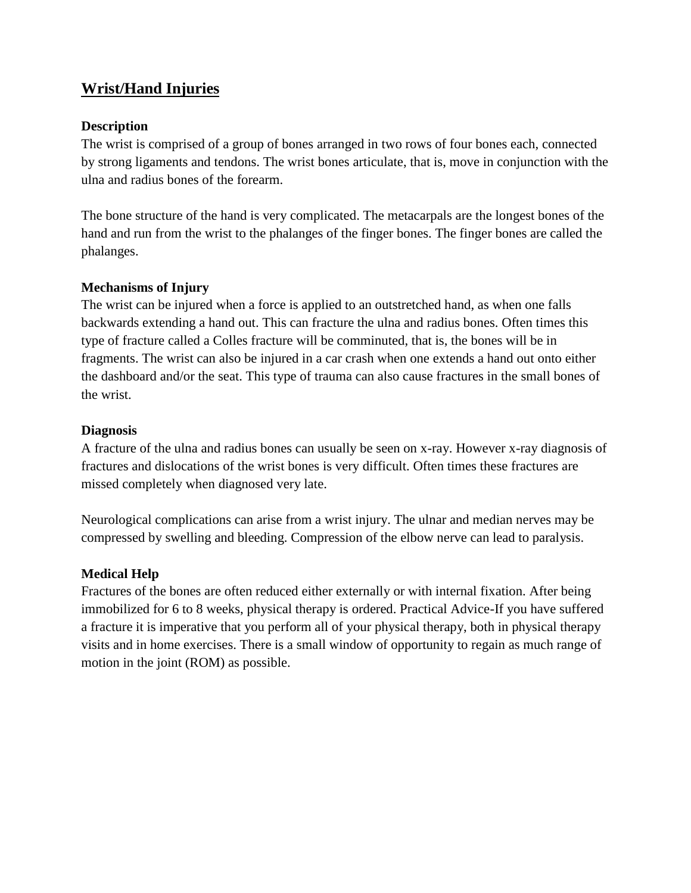## Wrist/Hand Injuries

### Description

The wrist is comprised of a group of bones arranged in two rows of four bones each, connected by strong ligaments and tendons. The wrist bones articulate, that is, move in conjunction with the ulna and radius bones of the forearm.

The bone structure of the hand is very complicated. The metacarpals are the longest bones of the hand and run from the wrist to the phalanges of the finger bones. The finger bones are called the phalanges.

### Mechanisms of Injury

The wrist can be injured when a force is applied to an outstretched hand, as when one falls backwards extending a hand out. This can fracture the ulna and radius bones. Often times this type of fracture called a Colles fracture will be comminuted, that is, the bones will be in fragments. The wrist can also be injured in a car crash when one extends a hand out onto either the dashboard and/or the seat. This type of trauma can also cause fractures in the small bones of the wrist.

### Diagnosis

A fracture of the ulna and radius bones can usually be seen on x-ray. However x-ray diagnosis of fractures and dislocations of the wrist bones is very difficult. Often times these fractures are missed completely when diagnosed very late.

Neurological complications can arise from a wrist injury. The ulnar and median nerves may be compressed by swelling and bleeding. Compression of the elbow nerve can lead to paralysis.

### Medical Help

Fractures of the bones are often reduced either externally or with internal fixation. After being immobilized for 6 to 8 weeks, physical therapy is ordered. Practical Advice-If you have suffered a fracture it is imperative that you perform all of your physical therapy, both in physical therapy visits and in home exercises. There is a small window of opportunity to regain as much range of motion in the joint (ROM) as possible.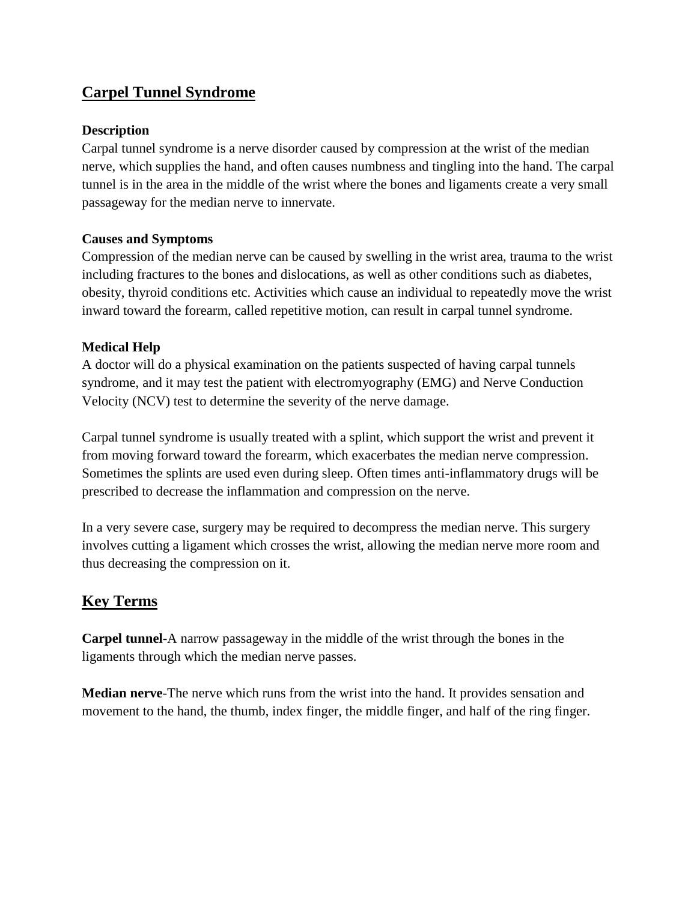## Carpel Tunnel Syndrome

**Description**

Carpal tunnel syndrome is a nerve disorder caused by compression at the wrist of the median nerve, which supplies the hand, and often causes numbness and tingling into the hand. The carpal tunnel is in the area in the middle of the wrist where the bones and ligaments create a very small passageway for the median nerve to innervate.

**Causes and Symptoms**

Compression of the median nerve can be caused by swelling in the wrist area, trauma to the wrist including fractures to the bones and dislocations, as well as other conditions such as diabetes, obesity, thyroid conditions etc. Activities which cause an individual to repeatedly move the wrist inward toward the forearm, called repetitive motion, can result in carpal tunnel syndrome.

**Medical Help**

A doctor will do a physical examination on the patients suspected of having carpal tunnels syndrome, and it may test the patient with electromyography (EMG) and Nerve Conduction Velocity (NCV) test to determine the severity of the nerve damage.

Carpal tunnel syndrome is usually treated with a splint, which support the wrist and prevent it from moving forward toward the forearm, which exacerbates the median nerve compression. Sometimes the splints are used even during sleep. Often times anti-inflammatory drugs will be prescribed to decrease the inflammation and compression on the nerve.

In a very severe case, surgery may be required to decompress the median nerve. This surgery involves cutting a ligament which crosses the wrist, allowing the median nerve more room and thus decreasing the compression on it.

## Key Terms

**Carpel tunnel**-A narrow passageway in the middle of the wrist through the bones in the ligaments through which the median nerve passes.

**Median nerve**-The nerve which runs from the wrist into the hand. It provides sensation and movement to the hand, the thumb, index finger, the middle finger, and half of the ring finger.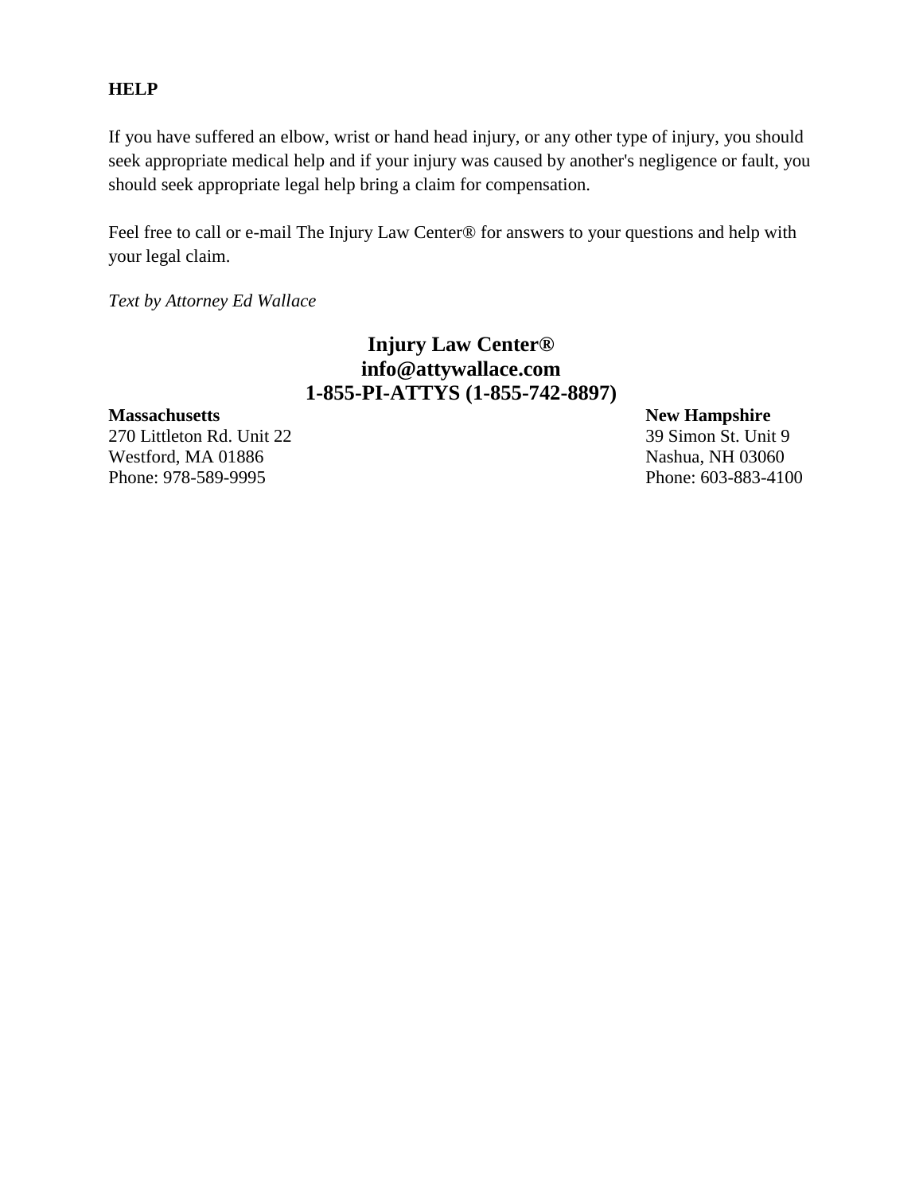**HELP**

If you have suffered an elbow, wrist or hand head injury, or any other type of injury, you should seek appropriate medical help and if your injury was caused by another's negligence or fault, you should seek appropriate legal help bring a claim for compensation.

Feel free to call or e-mail The Injury Law Center® for answers to your questions and help with your legal claim.

*Text by Attorney Ed Wallace*

**Injury Law Center®**
**info@attywallace.com**
**1-855-PI-ATTYS (1-855-742-8897)**

**Massachusetts**
270 Littleton Rd. Unit 22
Westford, MA 01886
Phone: 978-589-9995

**New Hampshire**
39 Simon St. Unit 9
Nashua, NH 03060
Phone: 603-883-4100